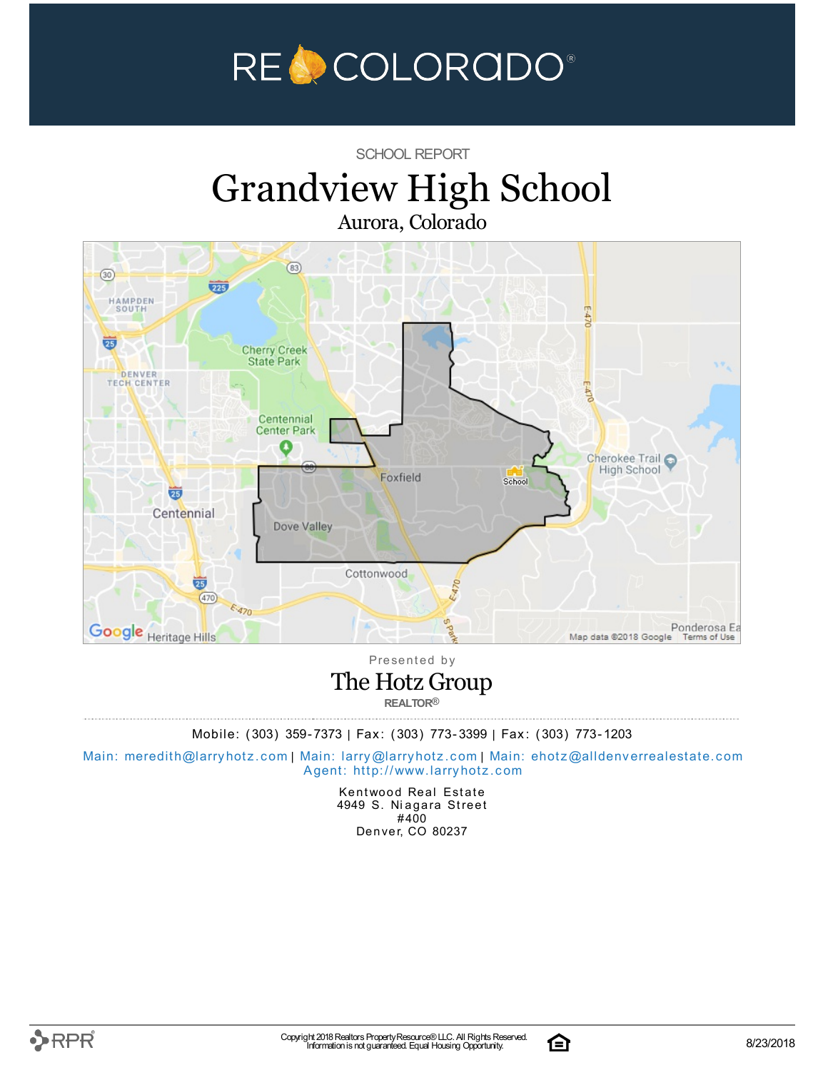RE COLORADO®

SCHOOL REPORT

# Grandview High School

Aurora, Colorado

Presented by

## The Hotz Group

REALTOR®

Mobile: (303) 359-7373 | Fax: (303) 773-3399 | Fax: (303) 773-1203

Main: meredith@larryhotz.com | Main: larry@larryhotz.com | Main: ehotz@alldenverrealestate.com
Agent: http://www.larryhotz.com

Kentwood Real Estate
4949 S. Niagara Street
#400
Denver, CO 80237

Copyright 2018 Realtors Property Resource® LLC. All Rights Reserved.
Information is not guaranteed. Equal Housing Opportunity.

8/23/2018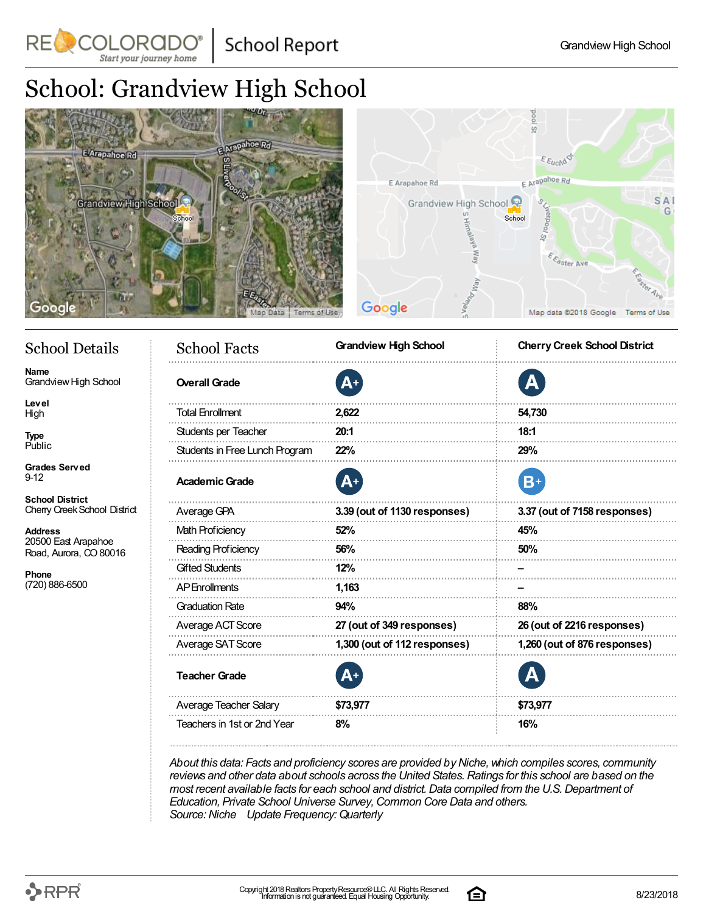# School: Grandview High School

## School Details

**Name**
Grandview High School

**Level**
High

**Type**
Public

**Grades Served**
9-12

**School District**
Cherry Creek School District

**Address**
20500 East Arapahoe Road, Aurora, CO 80016

**Phone**
(720) 886-6500

## School Facts

| School Facts | Grandview High School | Cherry Creek School District |
|---|---|---|
| **Overall Grade** | A+ | A |
| Total Enrollment | 2,622 | 54,730 |
| Students per Teacher | 20:1 | 18:1 |
| Students in Free Lunch Program | 22% | 29% |
| **Academic Grade** | A+ | B+ |
| Average GPA | 3.39 (out of 1130 responses) | 3.37 (out of 7158 responses) |
| Math Proficiency | 52% | 45% |
| Reading Proficiency | 56% | 50% |
| Gifted Students | 12% | – |
| AP Enrollments | 1,163 | – |
| Graduation Rate | 94% | 88% |
| Average ACT Score | 27 (out of 349 responses) | 26 (out of 2216 responses) |
| Average SAT Score | 1,300 (out of 112 responses) | 1,260 (out of 876 responses) |
| **Teacher Grade** | A+ | A |
| Average Teacher Salary | $73,977 | $73,977 |
| Teachers in 1st or 2nd Year | 8% | 16% |

*About this data: Facts and proficiency scores are provided by Niche, which compiles scores, community reviews and other data about schools across the United States. Ratings for this school are based on the most recent available facts for each school and district. Data compiled from the U.S. Department of Education, Private School Universe Survey, Common Core Data and others.*
*Source: Niche Update Frequency: Quarterly*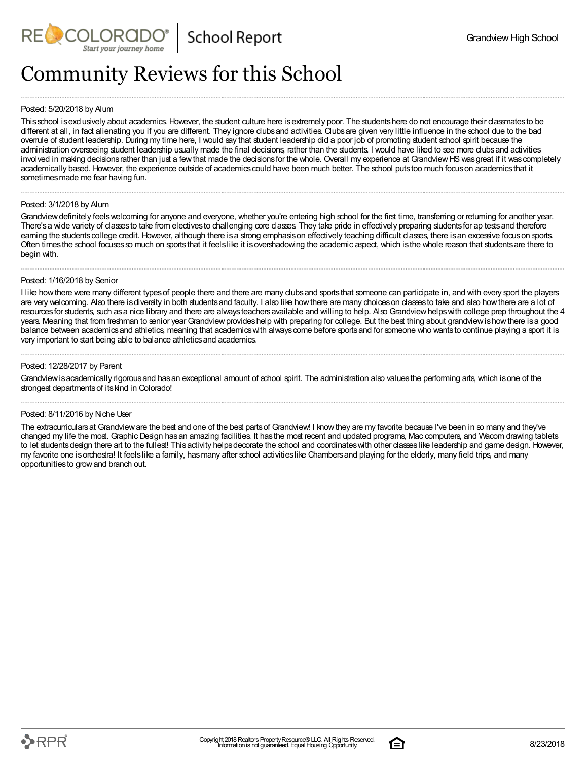# Community Reviews for this School

Posted: 5/20/2018 by Alum

This school is exclusively about academics. However, the student culture here is extremely poor. The students here do not encourage their classmates to be different at all, in fact alienating you if you are different. They ignore clubs and activities. Clubs are given very little influence in the school due to the bad overrule of student leadership. During my time here, I would say that student leadership did a poor job of promoting student school spirit because the administration overseeing student leadership usually made the final decisions, rather than the students. I would have liked to see more clubs and activities involved in making decisions rather than just a few that made the decisions for the whole. Overall my experience at Grandview HS was great if it was completely academically based. However, the experience outside of academics could have been much better. The school puts too much focus on academics that it sometimes made me fear having fun.

Posted: 3/1/2018 by Alum

Grandview definitely feels welcoming for anyone and everyone, whether you're entering high school for the first time, transferring or returning for another year. There's a wide variety of classes to take from electives to challenging core classes. They take pride in effectively preparing students for ap tests and therefore earning the students college credit. However, although there is a strong emphasis on effectively teaching difficult classes, there is an excessive focus on sports. Often times the school focuses so much on sports that it feels like it is overshadowing the academic aspect, which is the whole reason that students are there to begin with.

Posted: 1/16/2018 by Senior

I like how there were many different types of people there and there are many clubs and sports that someone can participate in, and with every sport the players are very welcoming. Also there is diversity in both students and faculty. I also like how there are many choices on classes to take and also how there are a lot of resources for students, such as a nice library and there are always teachers available and willing to help. Also Grandview helps with college prep throughout the 4 years. Meaning that from freshman to senior year Grandview provides help with preparing for college. But the best thing about grandview is how there is a good balance between academics and athletics, meaning that academics with always come before sports and for someone who wants to continue playing a sport it is very important to start being able to balance athletics and academics.

Posted: 12/28/2017 by Parent

Grandview is academically rigorous and has an exceptional amount of school spirit. The administration also values the performing arts, which is one of the strongest departments of its kind in Colorado!

Posted: 8/11/2016 by Niche User

The extracurriculars at Grandview are the best and one of the best parts of Grandview! I know they are my favorite because I've been in so many and they've changed my life the most. Graphic Design has an amazing facilities. It has the most recent and updated programs, Mac computers, and Wacom drawing tablets to let students design there art to the fullest! This activity helps decorate the school and coordinates with other classes like leadership and game design. However, my favorite one is orchestra! It feels like a family, has many after school activities like Chambers and playing for the elderly, many field trips, and many opportunities to grow and branch out.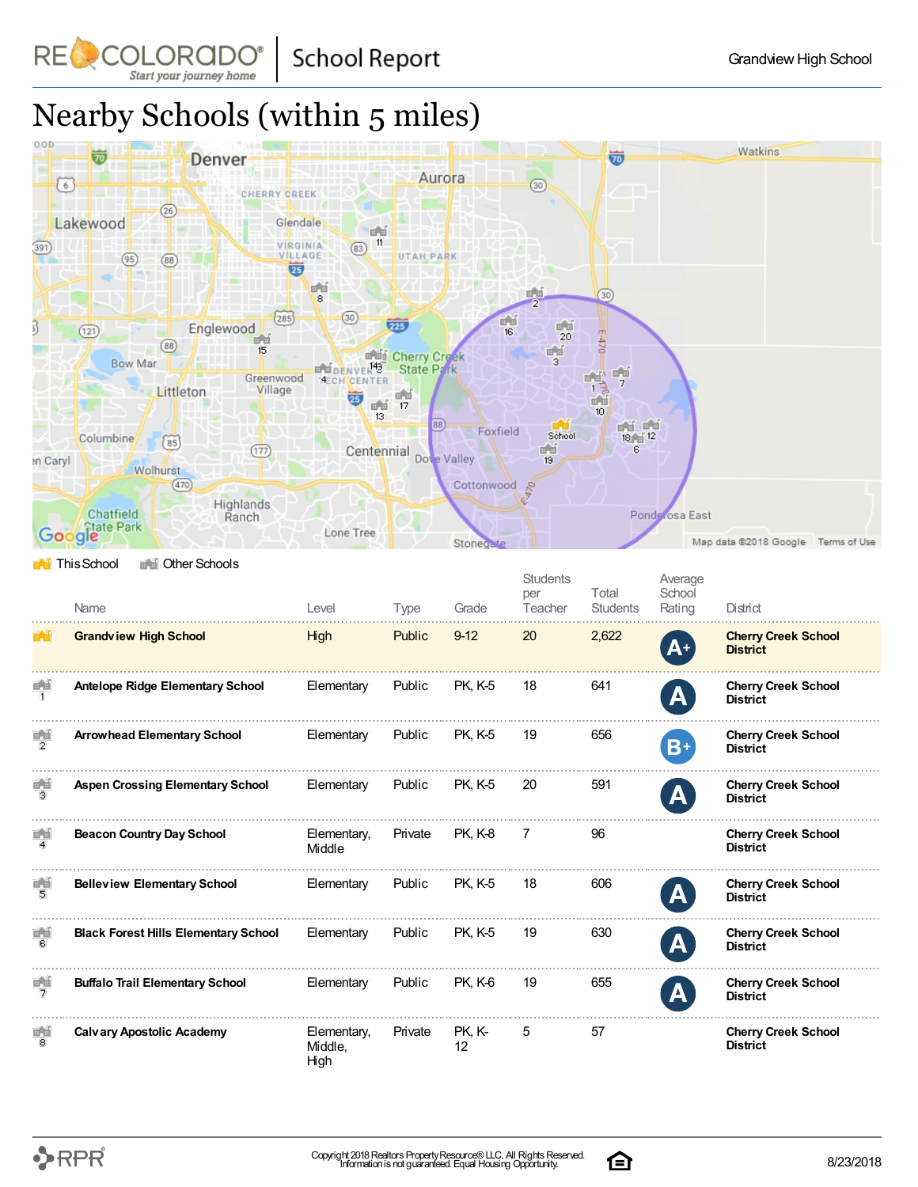# Nearby Schools (within 5 miles)

This School | Other Schools

| # | Name | Level | Type | Grade | Students per Teacher | Total Students | Average School Rating | District |
|---|---|---|---|---|---|---|---|---|
| | **Grandview High School** | High | Public | 9-12 | 20 | 2,622 | A+ | **Cherry Creek School District** |
| 1 | **Antelope Ridge Elementary School** | Elementary | Public | PK, K-5 | 18 | 641 | A | **Cherry Creek School District** |
| 2 | **Arrowhead Elementary School** | Elementary | Public | PK, K-5 | 19 | 656 | B+ | **Cherry Creek School District** |
| 3 | **Aspen Crossing Elementary School** | Elementary | Public | PK, K-5 | 20 | 591 | A | **Cherry Creek School District** |
| 4 | **Beacon Country Day School** | Elementary, Middle | Private | PK, K-8 | 7 | 96 | | **Cherry Creek School District** |
| 5 | **Belleview Elementary School** | Elementary | Public | PK, K-5 | 18 | 606 | A | **Cherry Creek School District** |
| 6 | **Black Forest Hills Elementary School** | Elementary | Public | PK, K-5 | 19 | 630 | A | **Cherry Creek School District** |
| 7 | **Buffalo Trail Elementary School** | Elementary | Public | PK, K-6 | 19 | 655 | A | **Cherry Creek School District** |
| 8 | **Calvary Apostolic Academy** | Elementary, Middle, High | Private | PK, K-12 | 5 | 57 | | **Cherry Creek School District** |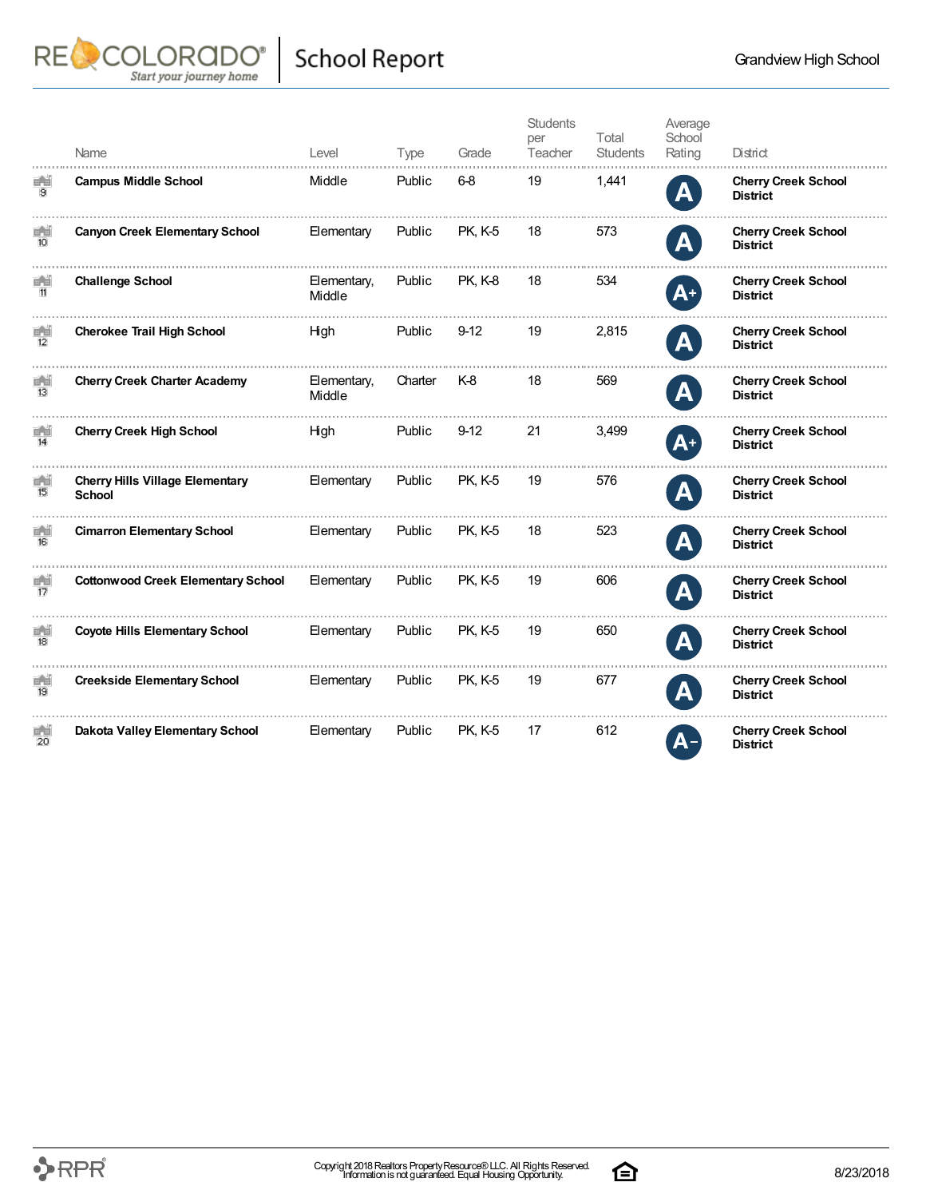# School Report

Grandview High School

| | Name | Level | Type | Grade | Students per Teacher | Total Students | Average School Rating | District |
|---|---|---|---|---|---|---|---|---|
| 9 | **Campus Middle School** | Middle | Public | 6-8 | 19 | 1,441 | A | **Cherry Creek School District** |
| 10 | **Canyon Creek Elementary School** | Elementary | Public | PK, K-5 | 18 | 573 | A | **Cherry Creek School District** |
| 11 | **Challenge School** | Elementary, Middle | Public | PK, K-8 | 18 | 534 | A+ | **Cherry Creek School District** |
| 12 | **Cherokee Trail High School** | High | Public | 9-12 | 19 | 2,815 | A | **Cherry Creek School District** |
| 13 | **Cherry Creek Charter Academy** | Elementary, Middle | Charter | K-8 | 18 | 569 | A | **Cherry Creek School District** |
| 14 | **Cherry Creek High School** | High | Public | 9-12 | 21 | 3,499 | A+ | **Cherry Creek School District** |
| 15 | **Cherry Hills Village Elementary School** | Elementary | Public | PK, K-5 | 19 | 576 | A | **Cherry Creek School District** |
| 16 | **Cimarron Elementary School** | Elementary | Public | PK, K-5 | 18 | 523 | A | **Cherry Creek School District** |
| 17 | **Cottonwood Creek Elementary School** | Elementary | Public | PK, K-5 | 19 | 606 | A | **Cherry Creek School District** |
| 18 | **Coyote Hills Elementary School** | Elementary | Public | PK, K-5 | 19 | 650 | A | **Cherry Creek School District** |
| 19 | **Creekside Elementary School** | Elementary | Public | PK, K-5 | 19 | 677 | A | **Cherry Creek School District** |
| 20 | **Dakota Valley Elementary School** | Elementary | Public | PK, K-5 | 17 | 612 | A- | **Cherry Creek School District** |